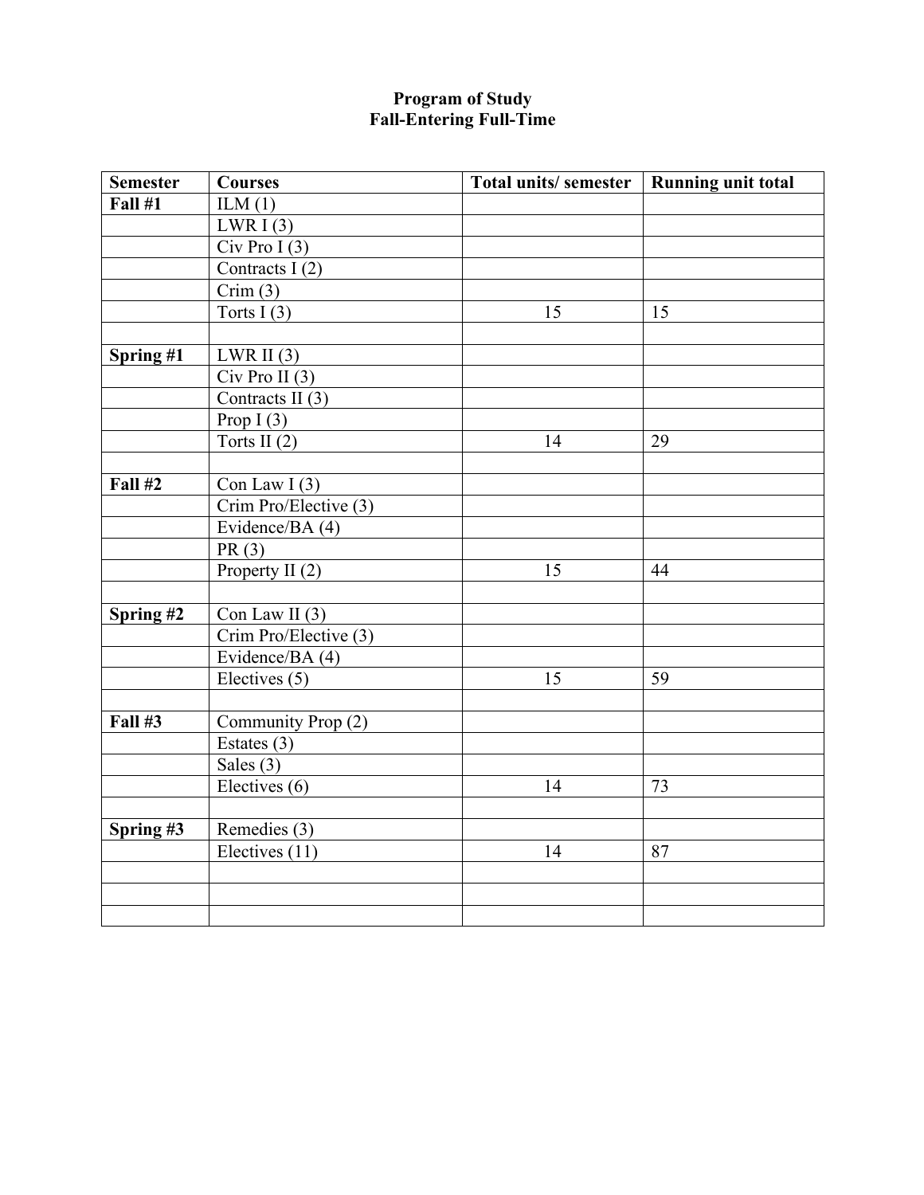# Program of Study
## Fall-Entering Full-Time

| Semester | Courses | Total units/ semester | Running unit total |
|---|---|---|---|
| **Fall #1** | ILM (1) | | |
| | LWR I (3) | | |
| | Civ Pro I (3) | | |
| | Contracts I (2) | | |
| | Crim (3) | | |
| | Torts I (3) | 15 | 15 |
| | | | |
| **Spring #1** | LWR II (3) | | |
| | Civ Pro II (3) | | |
| | Contracts II (3) | | |
| | Prop I (3) | | |
| | Torts II (2) | 14 | 29 |
| | | | |
| **Fall #2** | Con Law I (3) | | |
| | Crim Pro/Elective (3) | | |
| | Evidence/BA (4) | | |
| | PR (3) | | |
| | Property II (2) | 15 | 44 |
| | | | |
| **Spring #2** | Con Law II (3) | | |
| | Crim Pro/Elective (3) | | |
| | Evidence/BA (4) | | |
| | Electives (5) | 15 | 59 |
| | | | |
| **Fall #3** | Community Prop (2) | | |
| | Estates (3) | | |
| | Sales (3) | | |
| | Electives (6) | 14 | 73 |
| | | | |
| **Spring #3** | Remedies (3) | | |
| | Electives (11) | 14 | 87 |
| | | | |
| | | | |
| | | | |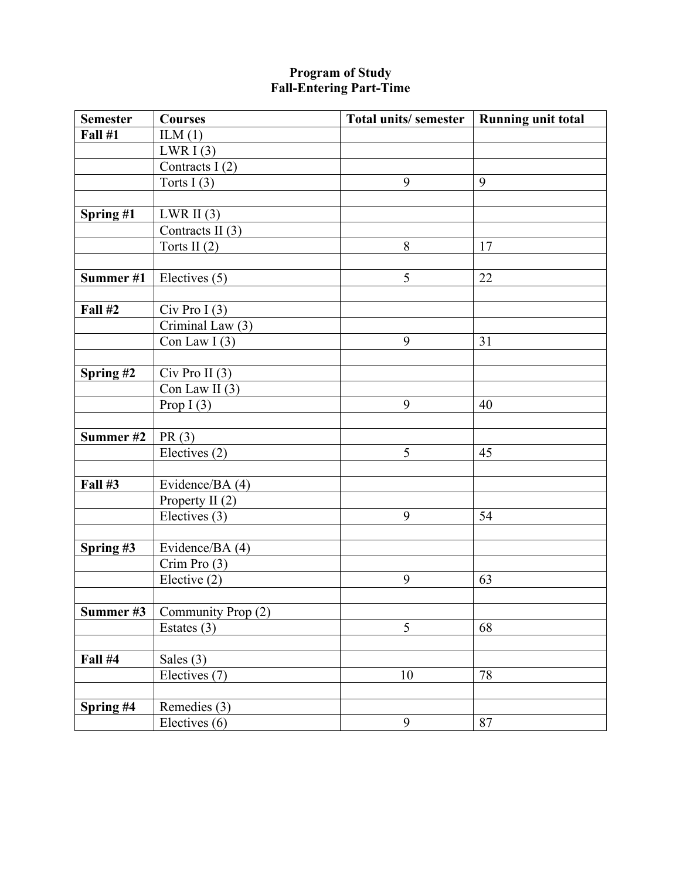# Program of Study
## Fall-Entering Part-Time

| Semester | Courses | Total units/ semester | Running unit total |
|---|---|---|---|
| **Fall #1** | ILM (1) | | |
| | LWR I (3) | | |
| | Contracts I (2) | | |
| | Torts I (3) | 9 | 9 |
| | | | |
| **Spring #1** | LWR II (3) | | |
| | Contracts II (3) | | |
| | Torts II (2) | 8 | 17 |
| | | | |
| **Summer #1** | Electives (5) | 5 | 22 |
| | | | |
| **Fall #2** | Civ Pro I (3) | | |
| | Criminal Law (3) | | |
| | Con Law I (3) | 9 | 31 |
| | | | |
| **Spring #2** | Civ Pro II (3) | | |
| | Con Law II (3) | | |
| | Prop I (3) | 9 | 40 |
| | | | |
| **Summer #2** | PR (3) | | |
| | Electives (2) | 5 | 45 |
| | | | |
| **Fall #3** | Evidence/BA (4) | | |
| | Property II (2) | | |
| | Electives (3) | 9 | 54 |
| | | | |
| **Spring #3** | Evidence/BA (4) | | |
| | Crim Pro (3) | | |
| | Elective (2) | 9 | 63 |
| | | | |
| **Summer #3** | Community Prop (2) | | |
| | Estates (3) | 5 | 68 |
| | | | |
| **Fall #4** | Sales (3) | | |
| | Electives (7) | 10 | 78 |
| | | | |
| **Spring #4** | Remedies (3) | | |
| | Electives (6) | 9 | 87 |